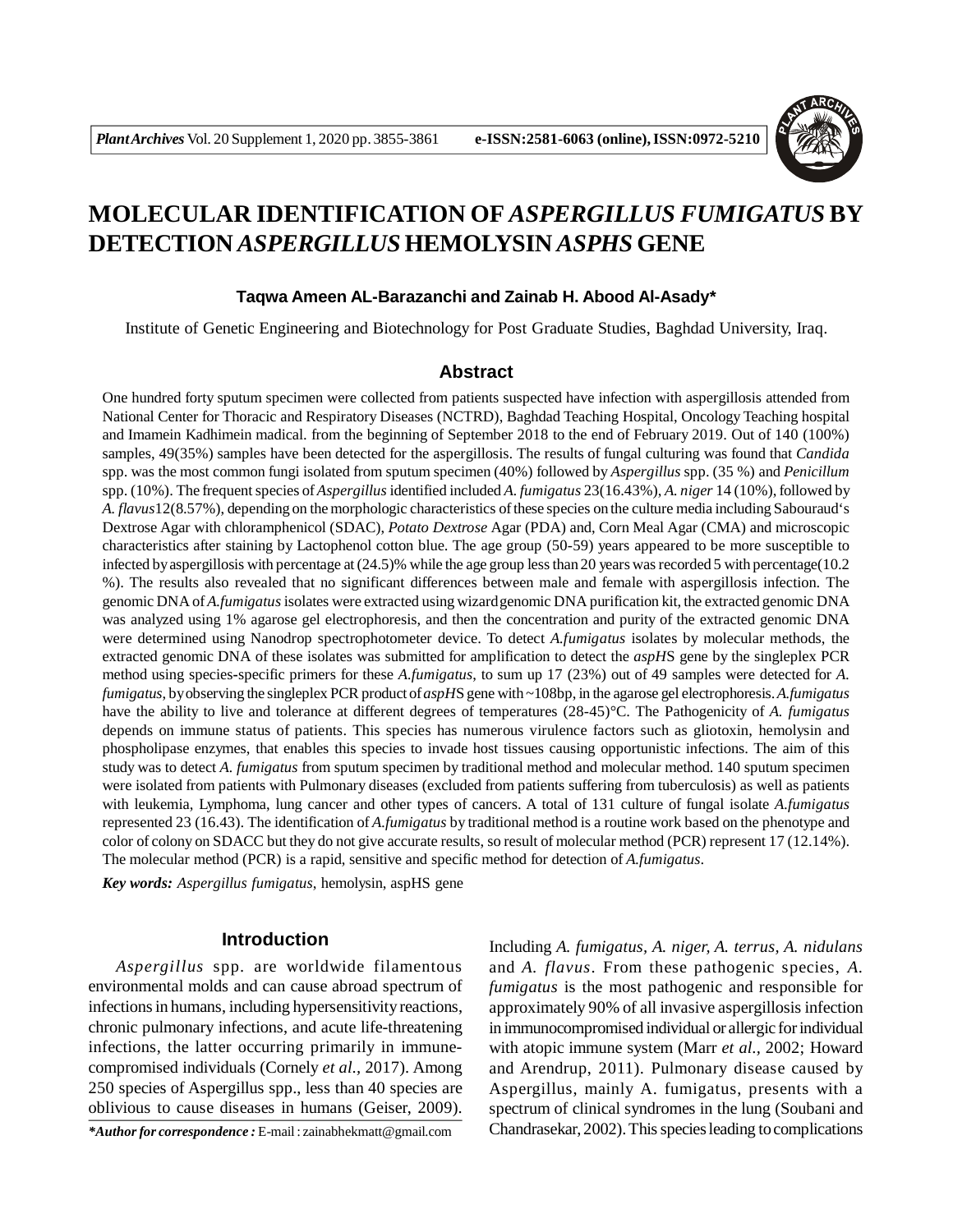# MOLECULAR IDENTIFICATION OF *ASPERGILLUS FUMIGATUS* BY DETECTION *ASPERGILLUS* HEMOLYSIN *ASPHS* GENE

**Taqwa Ameen AL-Barazanchi and Zainab H. Abood Al-Asady***

Institute of Genetic Engineering and Biotechnology for Post Graduate Studies, Baghdad University, Iraq.

## Abstract

One hundred forty sputum specimen were collected from patients suspected have infection with aspergillosis attended from National Center for Thoracic and Respiratory Diseases (NCTRD), Baghdad Teaching Hospital, Oncology Teaching hospital and Imamein Kadhimein madical. from the beginning of September 2018 to the end of February 2019. Out of 140 (100%) samples, 49(35%) samples have been detected for the aspergillosis. The results of fungal culturing was found that *Candida* spp. was the most common fungi isolated from sputum specimen (40%) followed by *Aspergillus* spp. (35 %) and *Penicillum* spp. (10%). The frequent species of *Aspergillus* identified included *A. fumigatus* 23(16.43%), *A. niger* 14 (10%), followed by *A. flavus*12(8.57%), depending on the morphologic characteristics of these species on the culture media including Sabouraud's Dextrose Agar with chloramphenicol (SDAC), *Potato Dextrose* Agar (PDA) and, Corn Meal Agar (CMA) and microscopic characteristics after staining by Lactophenol cotton blue. The age group (50-59) years appeared to be more susceptible to infected by aspergillosis with percentage at (24.5)% while the age group less than 20 years was recorded 5 with percentage(10.2 %). The results also revealed that no significant differences between male and female with aspergillosis infection. The genomic DNA of *A.fumigatus* isolates were extracted using wizard genomic DNA purification kit, the extracted genomic DNA was analyzed using 1% agarose gel electrophoresis, and then the concentration and purity of the extracted genomic DNA were determined using Nanodrop spectrophotometer device. To detect *A.fumigatus* isolates by molecular methods, the extracted genomic DNA of these isolates was submitted for amplification to detect the *aspH*S gene by the singleplex PCR method using species-specific primers for these *A.fumigatus*, to sum up 17 (23%) out of 49 samples were detected for *A. fumigatus*, by observing the singleplex PCR product of *aspH*S gene with ~108bp, in the agarose gel electrophoresis. *A.fumigatus* have the ability to live and tolerance at different degrees of temperatures (28-45)°C. The Pathogenicity of *A. fumigatus* depends on immune status of patients. This species has numerous virulence factors such as gliotoxin, hemolysin and phospholipase enzymes, that enables this species to invade host tissues causing opportunistic infections. The aim of this study was to detect *A. fumigatus* from sputum specimen by traditional method and molecular method. 140 sputum specimen were isolated from patients with Pulmonary diseases (excluded from patients suffering from tuberculosis) as well as patients with leukemia, Lymphoma, lung cancer and other types of cancers. A total of 131 culture of fungal isolate *A.fumigatus* represented 23 (16.43). The identification of *A.fumigatus* by traditional method is a routine work based on the phenotype and color of colony on SDACC but they do not give accurate results, so result of molecular method (PCR) represent 17 (12.14%). The molecular method (PCR) is a rapid, sensitive and specific method for detection of *A.fumigatus*.

***Key words:*** *Aspergillus fumigatus*, hemolysin, aspHS gene

## Introduction

*Aspergillus* spp. are worldwide filamentous environmental molds and can cause abroad spectrum of infections in humans, including hypersensitivity reactions, chronic pulmonary infections, and acute life-threatening infections, the latter occurring primarily in immune-compromised individuals (Cornely *et al.*, 2017). Among 250 species of Aspergillus spp., less than 40 species are oblivious to cause diseases in humans (Geiser, 2009). Including *A. fumigatus, A. niger, A. terrus, A. nidulans* and *A. flavus*. From these pathogenic species, *A. fumigatus* is the most pathogenic and responsible for approximately 90% of all invasive aspergillosis infection in immunocompromised individual or allergic for individual with atopic immune system (Marr *et al.*, 2002; Howard and Arendrup, 2011). Pulmonary disease caused by Aspergillus, mainly A. fumigatus, presents with a spectrum of clinical syndromes in the lung (Soubani and Chandrasekar, 2002). This species leading to complications

****Author for correspondence :*** E-mail : zainabhekmatt@gmail.com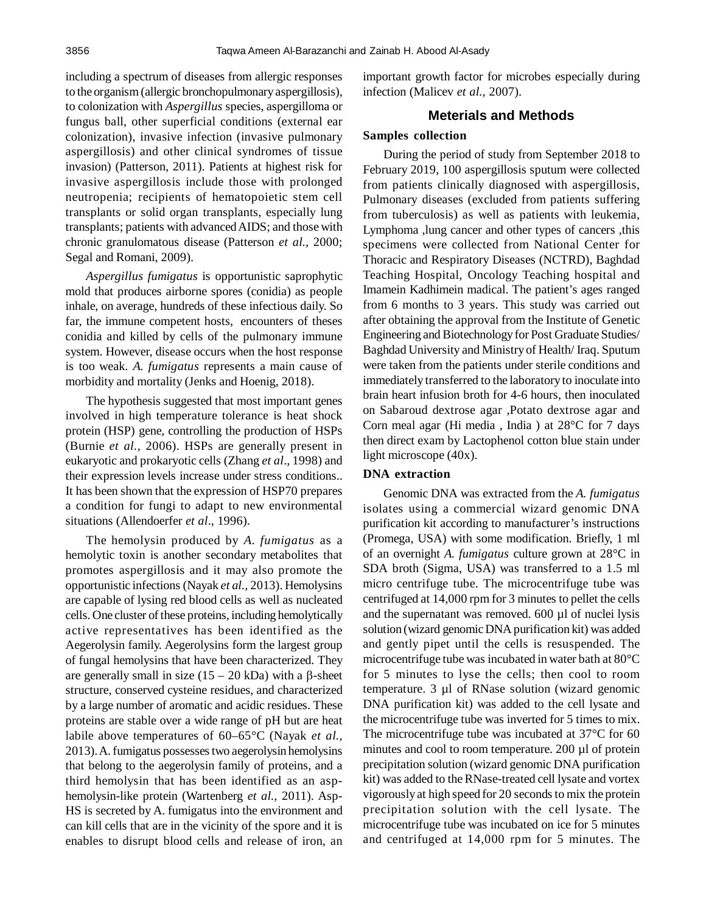including a spectrum of diseases from allergic responses to the organism (allergic bronchopulmonary aspergillosis), to colonization with *Aspergillus* species, aspergilloma or fungus ball, other superficial conditions (external ear colonization), invasive infection (invasive pulmonary aspergillosis) and other clinical syndromes of tissue invasion) (Patterson, 2011). Patients at highest risk for invasive aspergillosis include those with prolonged neutropenia; recipients of hematopoietic stem cell transplants or solid organ transplants, especially lung transplants; patients with advanced AIDS; and those with chronic granulomatous disease (Patterson *et al.*, 2000; Segal and Romani, 2009).

*Aspergillus fumigatus* is opportunistic saprophytic mold that produces airborne spores (conidia) as people inhale, on average, hundreds of these infectious daily. So far, the immune competent hosts, encounters of theses conidia and killed by cells of the pulmonary immune system. However, disease occurs when the host response is too weak. *A. fumigatus* represents a main cause of morbidity and mortality (Jenks and Hoenig, 2018).

The hypothesis suggested that most important genes involved in high temperature tolerance is heat shock protein (HSP) gene, controlling the production of HSPs (Burnie *et al.*, 2006). HSPs are generally present in eukaryotic and prokaryotic cells (Zhang *et al*., 1998) and their expression levels increase under stress conditions.. It has been shown that the expression of HSP70 prepares a condition for fungi to adapt to new environmental situations (Allendoerfer *et al*., 1996).

The hemolysin produced by *A. fumigatus* as a hemolytic toxin is another secondary metabolites that promotes aspergillosis and it may also promote the opportunistic infections (Nayak *et al.*, 2013). Hemolysins are capable of lysing red blood cells as well as nucleated cells. One cluster of these proteins, including hemolytically active representatives has been identified as the Aegerolysin family. Aegerolysins form the largest group of fungal hemolysins that have been characterized. They are generally small in size (15 – 20 kDa) with a β-sheet structure, conserved cysteine residues, and characterized by a large number of aromatic and acidic residues. These proteins are stable over a wide range of pH but are heat labile above temperatures of 60–65°C (Nayak *et al.*, 2013). A. fumigatus possesses two aegerolysin hemolysins that belong to the aegerolysin family of proteins, and a third hemolysin that has been identified as an asp-hemolysin-like protein (Wartenberg *et al.*, 2011). Asp-HS is secreted by A. fumigatus into the environment and can kill cells that are in the vicinity of the spore and it is enables to disrupt blood cells and release of iron, an important growth factor for microbes especially during infection (Malicev *et al.*, 2007).

## Meterials and Methods

### Samples collection

During the period of study from September 2018 to February 2019, 100 aspergillosis sputum were collected from patients clinically diagnosed with aspergillosis, Pulmonary diseases (excluded from patients suffering from tuberculosis) as well as patients with leukemia, Lymphoma ,lung cancer and other types of cancers ,this specimens were collected from National Center for Thoracic and Respiratory Diseases (NCTRD), Baghdad Teaching Hospital, Oncology Teaching hospital and Imamein Kadhimein madical. The patient's ages ranged from 6 months to 3 years. This study was carried out after obtaining the approval from the Institute of Genetic Engineering and Biotechnology for Post Graduate Studies/ Baghdad University and Ministry of Health/ Iraq. Sputum were taken from the patients under sterile conditions and immediately transferred to the laboratory to inoculate into brain heart infusion broth for 4-6 hours, then inoculated on Sabaroud dextrose agar ,Potato dextrose agar and Corn meal agar (Hi media , India ) at 28°C for 7 days then direct exam by Lactophenol cotton blue stain under light microscope (40x).

### DNA extraction

Genomic DNA was extracted from the *A. fumigatus* isolates using a commercial wizard genomic DNA purification kit according to manufacturer's instructions (Promega, USA) with some modification. Briefly, 1 ml of an overnight *A. fumigatus* culture grown at 28°C in SDA broth (Sigma, USA) was transferred to a 1.5 ml micro centrifuge tube. The microcentrifuge tube was centrifuged at 14,000 rpm for 3 minutes to pellet the cells and the supernatant was removed. 600 µl of nuclei lysis solution (wizard genomic DNA purification kit) was added and gently pipet until the cells is resuspended. The microcentrifuge tube was incubated in water bath at 80°C for 5 minutes to lyse the cells; then cool to room temperature. 3 µl of RNase solution (wizard genomic DNA purification kit) was added to the cell lysate and the microcentrifuge tube was inverted for 5 times to mix. The microcentrifuge tube was incubated at 37°C for 60 minutes and cool to room temperature. 200 µl of protein precipitation solution (wizard genomic DNA purification kit) was added to the RNase-treated cell lysate and vortex vigorously at high speed for 20 seconds to mix the protein precipitation solution with the cell lysate. The microcentrifuge tube was incubated on ice for 5 minutes and centrifuged at 14,000 rpm for 5 minutes. The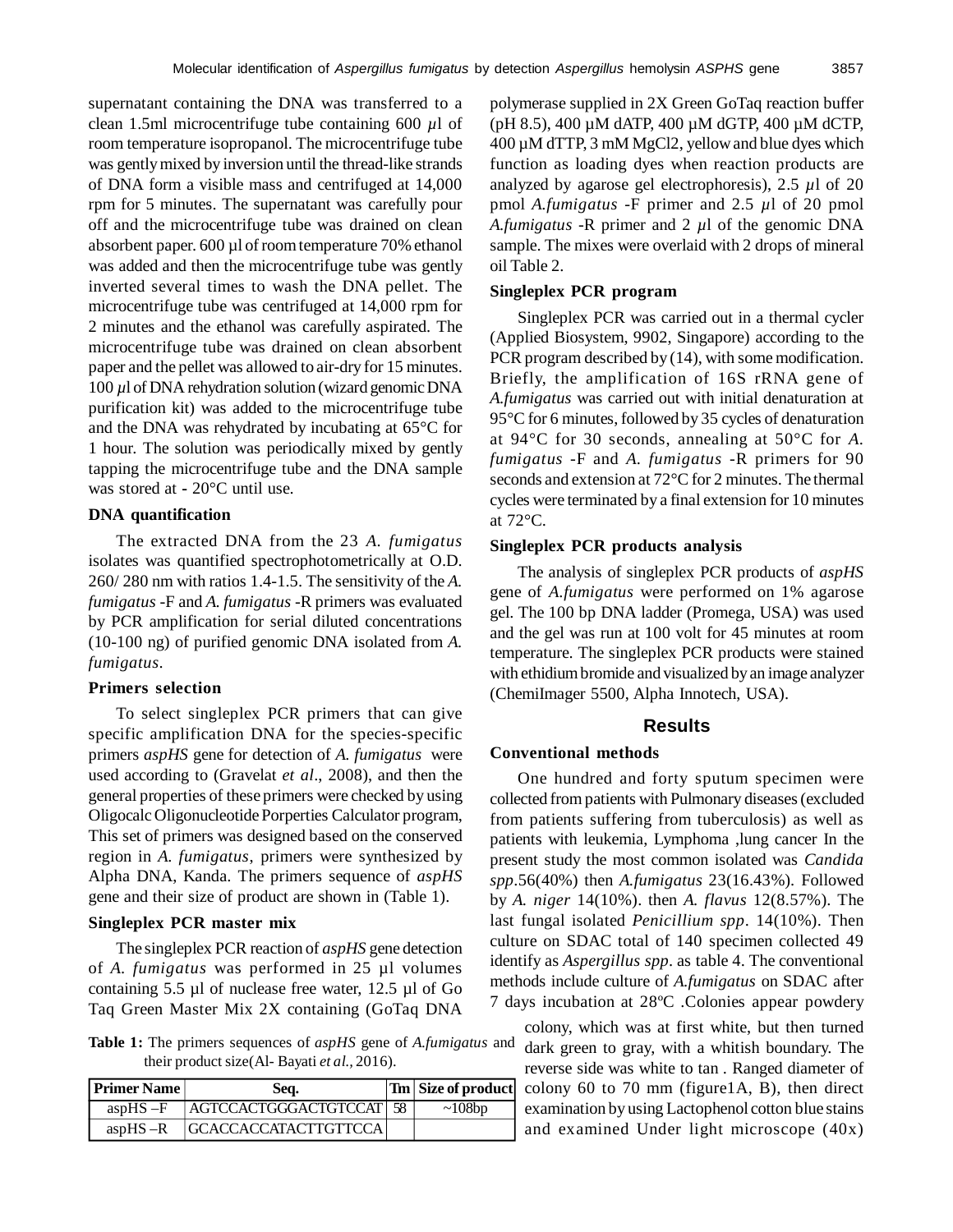supernatant containing the DNA was transferred to a clean 1.5ml microcentrifuge tube containing 600 µl of room temperature isopropanol. The microcentrifuge tube was gently mixed by inversion until the thread-like strands of DNA form a visible mass and centrifuged at 14,000 rpm for 5 minutes. The supernatant was carefully pour off and the microcentrifuge tube was drained on clean absorbent paper. 600 µl of room temperature 70% ethanol was added and then the microcentrifuge tube was gently inverted several times to wash the DNA pellet. The microcentrifuge tube was centrifuged at 14,000 rpm for 2 minutes and the ethanol was carefully aspirated. The microcentrifuge tube was drained on clean absorbent paper and the pellet was allowed to air-dry for 15 minutes. 100 µl of DNA rehydration solution (wizard genomic DNA purification kit) was added to the microcentrifuge tube and the DNA was rehydrated by incubating at 65°C for 1 hour. The solution was periodically mixed by gently tapping the microcentrifuge tube and the DNA sample was stored at - 20°C until use.

### DNA quantification

The extracted DNA from the 23 *A. fumigatus* isolates was quantified spectrophotometrically at O.D. 260/ 280 nm with ratios 1.4-1.5. The sensitivity of the *A. fumigatus* -F and *A. fumigatus* -R primers was evaluated by PCR amplification for serial diluted concentrations (10-100 ng) of purified genomic DNA isolated from *A. fumigatus*.

### Primers selection

To select singleplex PCR primers that can give specific amplification DNA for the species-specific primers *aspHS* gene for detection of *A. fumigatus* were used according to (Gravelat *et al*., 2008), and then the general properties of these primers were checked by using Oligocalc Oligonucleotide Porperties Calculator program, This set of primers was designed based on the conserved region in *A. fumigatus*, primers were synthesized by Alpha DNA, Kanda. The primers sequence of *aspHS* gene and their size of product are shown in (Table 1).

**Table 1:** The primers sequences of *aspHS* gene of *A.fumigatus* and their product size(Al- Bayati *et al.,* 2016).

| Primer Name | Seq. | Tm | Size of product |
|---|---|---|---|
| aspHS –F | AGTCCACTGGGACTGTCCAT | 58 | ~108bp |
| aspHS –R | GCACCACCATACTTGTTCCA | | |

### Singleplex PCR master mix

The singleplex PCR reaction of *aspHS* gene detection of *A. fumigatus* was performed in 25 µl volumes containing 5.5 µl of nuclease free water, 12.5 µl of Go Taq Green Master Mix 2X containing (GoTaq DNA polymerase supplied in 2X Green GoTaq reaction buffer (pH 8.5), 400 µM dATP, 400 µM dGTP, 400 µM dCTP, 400 µM dTTP, 3 mM MgCl2, yellow and blue dyes which function as loading dyes when reaction products are analyzed by agarose gel electrophoresis), 2.5 µl of 20 pmol *A.fumigatus* -F primer and 2.5 µl of 20 pmol *A.fumigatus* -R primer and 2 µl of the genomic DNA sample. The mixes were overlaid with 2 drops of mineral oil Table 2.

### Singleplex PCR program

Singleplex PCR was carried out in a thermal cycler (Applied Biosystem, 9902, Singapore) according to the PCR program described by (14), with some modification. Briefly, the amplification of 16S rRNA gene of *A.fumigatus* was carried out with initial denaturation at 95°C for 6 minutes, followed by 35 cycles of denaturation at 94°C for 30 seconds, annealing at 50°C for *A. fumigatus* -F and *A. fumigatus* -R primers for 90 seconds and extension at 72°C for 2 minutes. The thermal cycles were terminated by a final extension for 10 minutes at 72°C.

### Singleplex PCR products analysis

The analysis of singleplex PCR products of *aspHS* gene of *A.fumigatus* were performed on 1% agarose gel. The 100 bp DNA ladder (Promega, USA) was used and the gel was run at 100 volt for 45 minutes at room temperature. The singleplex PCR products were stained with ethidium bromide and visualized by an image analyzer (ChemiImager 5500, Alpha Innotech, USA).

## Results

### Conventional methods

One hundred and forty sputum specimen were collected from patients with Pulmonary diseases (excluded from patients suffering from tuberculosis) as well as patients with leukemia, Lymphoma ,lung cancer In the present study the most common isolated was *Candida spp*.56(40%) then *A.fumigatus* 23(16.43%). Followed by *A. niger* 14(10%). then *A. flavus* 12(8.57%). The last fungal isolated *Penicillium spp*. 14(10%). Then culture on SDAC total of 140 specimen collected 49 identify as *Aspergillus spp*. as table 4. The conventional methods include culture of *A.fumigatus* on SDAC after 7 days incubation at 28ºC .Colonies appear powdery colony, which was at first white, but then turned dark green to gray, with a whitish boundary. The reverse side was white to tan . Ranged diameter of colony 60 to 70 mm (figure1A, B), then direct examination by using Lactophenol cotton blue stains and examined Under light microscope (40x)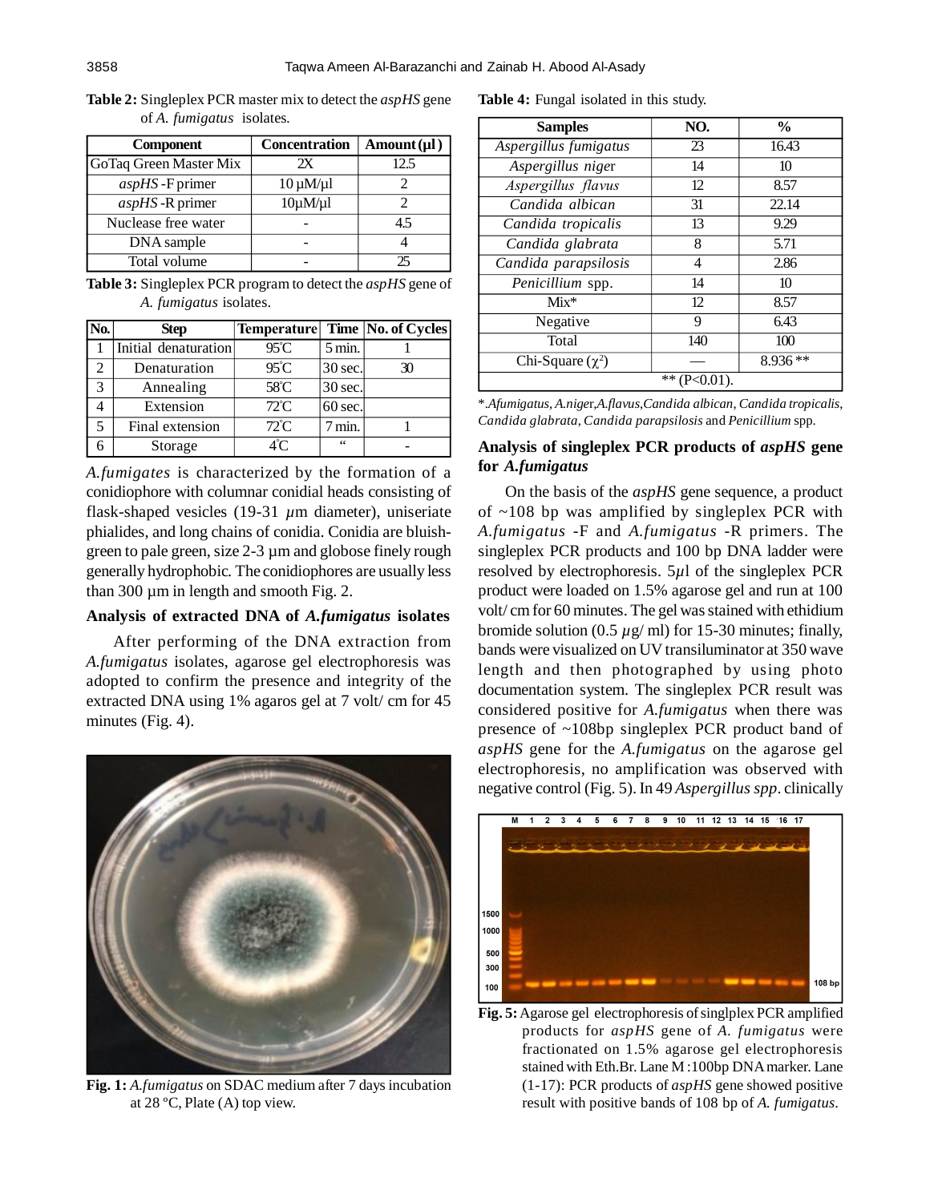**Table 2:** Singleplex PCR master mix to detect the *aspHS* gene of *A. fumigatus* isolates.

| Component | Concentration | Amount (µl ) |
|---|---|---|
| GoTaq Green Master Mix | 2X | 12.5 |
| *aspHS* -F primer | 10 µM/µl | 2 |
| *aspHS* -R primer | 10µM/µl | 2 |
| Nuclease free water | - | 4.5 |
| DNA sample | - | 4 |
| Total volume | - | 25 |

**Table 3:** Singleplex PCR program to detect the *aspHS* gene of *A. fumigatus* isolates.

| No. | Step | Temperature | Time | No. of Cycles |
|---|---|---|---|---|
| 1 | Initial denaturation | 95°C | 5 min. | 1 |
| 2 | Denaturation | 95°C | 30 sec. | 30 |
| 3 | Annealing | 58°C | 30 sec. | |
| 4 | Extension | 72°C | 60 sec. | |
| 5 | Final extension | 72°C | 7 min. | 1 |
| 6 | Storage | 4°C | " | - |

*A.fumigates* is characterized by the formation of a conidiophore with columnar conidial heads consisting of flask-shaped vesicles (19-31 $\mu$m diameter), uniseriate phialides, and long chains of conidia. Conidia are bluish-green to pale green, size 2-3 µm and globose finely rough generally hydrophobic. The conidiophores are usually less than 300 µm in length and smooth Fig. 2.

### Analysis of extracted DNA of *A.fumigatus* isolates

After performing of the DNA extraction from *A.fumigatus* isolates, agarose gel electrophoresis was adopted to confirm the presence and integrity of the extracted DNA using 1% agaros gel at 7 volt/ cm for 45 minutes (Fig. 4).

**Fig. 1:** *A.fumigatus* on SDAC medium after 7 days incubation at 28 ºC, Plate (A) top view.

**Table 4:** Fungal isolated in this study.

| Samples | NO. | % |
|---|---|---|
| *Aspergillus fumigatus* | 23 | 16.43 |
| *Aspergillus niger* | 14 | 10 |
| *Aspergillus flavus* | 12 | 8.57 |
| *Candida albican* | 31 | 22.14 |
| *Candida tropicalis* | 13 | 9.29 |
| *Candida glabrata* | 8 | 5.71 |
| *Candida parapsilosis* | 4 | 2.86 |
| *Penicillium* spp. | 14 | 10 |
| Mix* | 12 | 8.57 |
| Negative | 9 | 6.43 |
| Total | 140 | 100 |
| Chi-Square ($\chi^2$) | — | 8.936 ** |
| ** (P<0.01). | | |

*.*Afumigatus, A.niger,A.flavus,Candida albican, Candida tropicalis, Candida glabrata, Candida parapsilosis* and *Penicillium* spp.

### Analysis of singleplex PCR products of *aspHS* gene for *A.fumigatus*

On the basis of the *aspHS* gene sequence, a product of ~108 bp was amplified by singleplex PCR with *A.fumigatus* -F and *A.fumigatus* -R primers. The singleplex PCR products and 100 bp DNA ladder were resolved by electrophoresis. 5$\mu$l of the singleplex PCR product were loaded on 1.5% agarose gel and run at 100 volt/ cm for 60 minutes. The gel was stained with ethidium bromide solution (0.5 $\mu$g/ ml) for 15-30 minutes; finally, bands were visualized on UV transiluminator at 350 wave length and then photographed by using photo documentation system. The singleplex PCR result was considered positive for *A.fumigatus* when there was presence of ~108bp singleplex PCR product band of *aspHS* gene for the *A.fumigatus* on the agarose gel electrophoresis, no amplification was observed with negative control (Fig. 5). In 49 *Aspergillus spp*. clinically

**Fig. 5:** Agarose gel electrophoresis of singlplex PCR amplified products for *aspHS* gene of *A. fumigatus* were fractionated on 1.5% agarose gel electrophoresis stained with Eth.Br. Lane M :100bp DNA marker. Lane (1-17): PCR products of *aspHS* gene showed positive result with positive bands of 108 bp of *A. fumigatus*.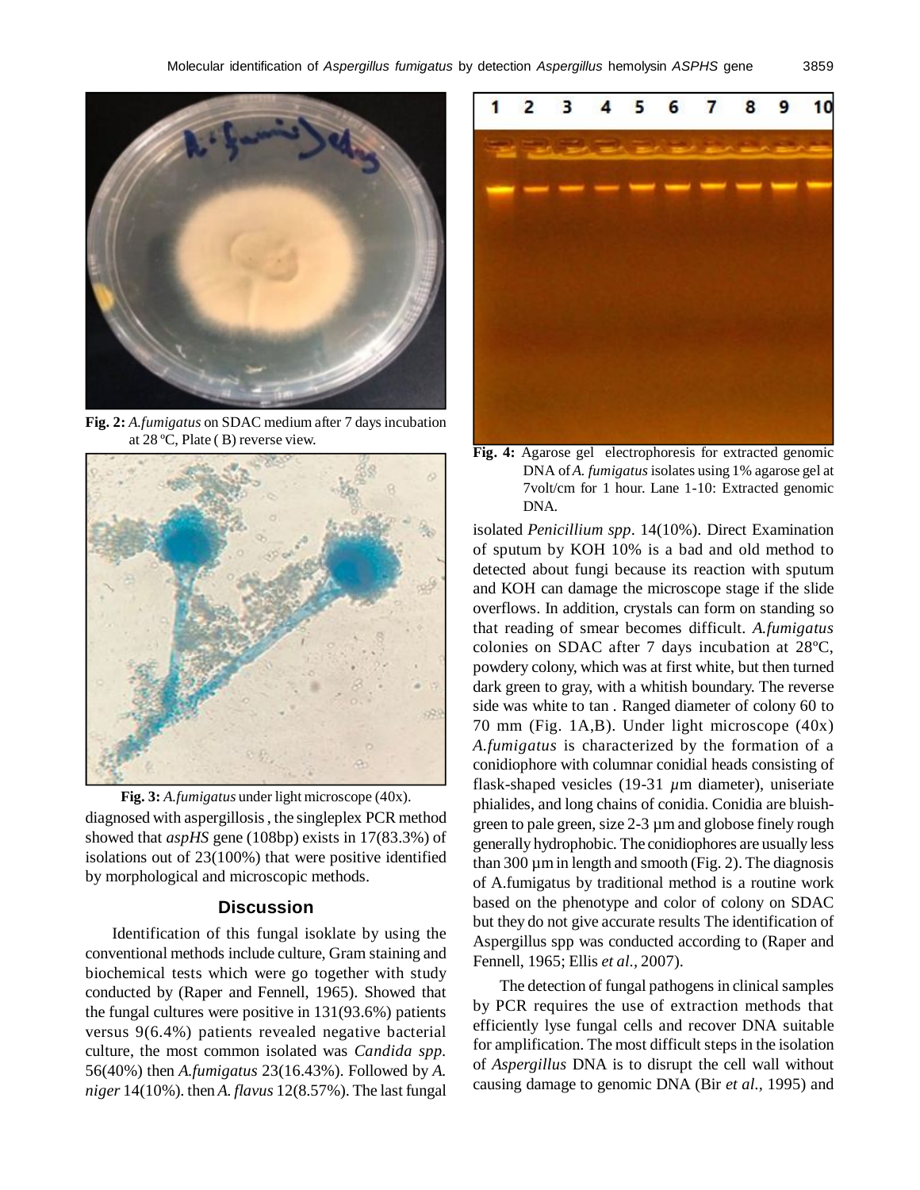Fig. 2: *A.fumigatus* on SDAC medium after 7 days incubation at 28 ºC, Plate ( B) reverse view.

Fig. 3: *A.fumigatus* under light microscope (40x).

diagnosed with aspergillosis , the singleplex PCR method showed that *aspHS* gene (108bp) exists in 17(83.3%) of isolations out of 23(100%) that were positive identified by morphological and microscopic methods.

## Discussion

Identification of this fungal isoklate by using the conventional methods include culture, Gram staining and biochemical tests which were go together with study conducted by (Raper and Fennell, 1965). Showed that the fungal cultures were positive in 131(93.6%) patients versus 9(6.4%) patients revealed negative bacterial culture, the most common isolated was *Candida spp.* 56(40%) then *A.fumigatus* 23(16.43%). Followed by *A. niger* 14(10%). then *A. flavus* 12(8.57%). The last fungal isolated *Penicillium spp*. 14(10%). Direct Examination of sputum by KOH 10% is a bad and old method to detected about fungi because its reaction with sputum and KOH can damage the microscope stage if the slide overflows. In addition, crystals can form on standing so that reading of smear becomes difficult. *A.fumigatus* colonies on SDAC after 7 days incubation at 28ºC, powdery colony, which was at first white, but then turned dark green to gray, with a whitish boundary. The reverse side was white to tan . Ranged diameter of colony 60 to 70 mm (Fig. 1A,B). Under light microscope (40x) *A.fumigatus* is characterized by the formation of a conidiophore with columnar conidial heads consisting of flask-shaped vesicles (19-31 $\mu$m diameter), uniseriate phialides, and long chains of conidia. Conidia are bluish-green to pale green, size 2-3 µm and globose finely rough generally hydrophobic. The conidiophores are usually less than 300 µm in length and smooth (Fig. 2). The diagnosis of A.fumigatus by traditional method is a routine work based on the phenotype and color of colony on SDAC but they do not give accurate results The identification of Aspergillus spp was conducted according to (Raper and Fennell, 1965; Ellis *et al.*, 2007).

Fig. 4: Agarose gel electrophoresis for extracted genomic DNA of *A. fumigatus* isolates using 1% agarose gel at 7volt/cm for 1 hour. Lane 1-10: Extracted genomic DNA.

The detection of fungal pathogens in clinical samples by PCR requires the use of extraction methods that efficiently lyse fungal cells and recover DNA suitable for amplification. The most difficult steps in the isolation of *Aspergillus* DNA is to disrupt the cell wall without causing damage to genomic DNA (Bir *et al.*, 1995) and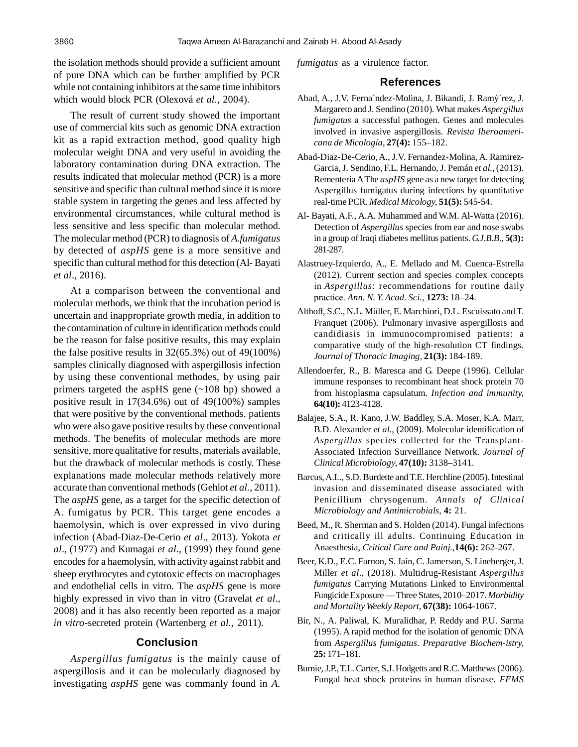the isolation methods should provide a sufficient amount of pure DNA which can be further amplified by PCR while not containing inhibitors at the same time inhibitors which would block PCR (Olexová *et al.*, 2004).

The result of current study showed the important use of commercial kits such as genomic DNA extraction kit as a rapid extraction method, good quality high molecular weight DNA and very useful in avoiding the laboratory contamination during DNA extraction. The results indicated that molecular method (PCR) is a more sensitive and specific than cultural method since it is more stable system in targeting the genes and less affected by environmental circumstances, while cultural method is less sensitive and less specific than molecular method. The molecular method (PCR) to diagnosis of *A.fumigatus* by detected of *aspHS* gene is a more sensitive and specific than cultural method for this detection (Al- Bayati *et al*., 2016).

At a comparison between the conventional and molecular methods, we think that the incubation period is uncertain and inappropriate growth media, in addition to the contamination of culture in identification methods could be the reason for false positive results, this may explain the false positive results in 32(65.3%) out of 49(100%) samples clinically diagnosed with aspergillosis infection by using these conventional methodes, by using pair primers targeted the aspHS gene (~108 bp) showed a positive result in 17(34.6%) out of 49(100%) samples that were positive by the conventional methods. patients who were also gave positive results by these conventional methods. The benefits of molecular methods are more sensitive, more qualitative for results, materials available, but the drawback of molecular methods is costly. These explanations made molecular methods relatively more accurate than conventional methods (Gehlot *et al.*, 2011). The *aspHS* gene, as a target for the specific detection of A. fumigatus by PCR. This target gene encodes a haemolysin, which is over expressed in vivo during infection (Abad-Diaz-De-Cerio *et al*., 2013). Yokota *et al*., (1977) and Kumagai *et al*., (1999) they found gene encodes for a haemolysin, with activity against rabbit and sheep erythrocytes and cytotoxic effects on macrophages and endothelial cells in vitro. The *aspHS* gene is more highly expressed in vivo than in vitro (Gravelat *et al*., 2008) and it has also recently been reported as a major *in vitro*-secreted protein (Wartenberg *et al.*, 2011).

## Conclusion

*Aspergillus fumigatus* is the mainly cause of aspergillosis and it can be molecularly diagnosed by investigating *aspHS* gene was commanly found in *A. fumigatus* as a virulence factor.

## References

Abad, A., J.V. Ferna´ndez-Molina, J. Bikandi, J. Ramý´rez, J. Margareto and J. Sendino (2010). What makes *Aspergillus fumigatus* a successful pathogen. Genes and molecules involved in invasive aspergillosis. *Revista Iberoamericana de Micología*, **27(4):** 155–182.

Abad-Diaz-De-Cerio, A., J.V. Fernandez-Molina, A. Ramirez-Garcia, J. Sendino, F.L. Hernando, J. Pemán *et al.*, (2013). Rementeria A The *aspHS* gene as a new target for detecting Aspergillus fumigatus during infections by quantitative real-time PCR. *Medical Micology,* **51(5):** 545-54.

Al- Bayati, A.F., A.A. Muhammed and W.M. Al-Watta (2016). Detection of *Aspergillus* species from ear and nose swabs in a group of Iraqi diabetes mellitus patients. *G.J.B.B.,* **5(3):** 281-287.

Alastruey-Izquierdo, A., E. Mellado and M. Cuenca-Estrella (2012). Current section and species complex concepts in *Aspergillus*: recommendations for routine daily practice. *Ann. N. Y. Acad. Sci.,* **1273:** 18–24.

Althoff, S.C., N.L. Müller, E. Marchiori, D.L. Escuissato and T. Franquet (2006). Pulmonary invasive aspergillosis and candidiasis in immunocompromised patients: a comparative study of the high-resolution CT findings. *Journal of Thoracic Imaging,* **21(3):** 184-189.

Allendoerfer, R., B. Maresca and G. Deepe (1996). Cellular immune responses to recombinant heat shock protein 70 from histoplasma capsulatum. *Infection and immunity,* **64(10):** 4123-4128.

Balajee, S.A., R. Kano, J.W. Baddley, S.A. Moser, K.A. Marr, B.D. Alexander *et al.*, (2009). Molecular identification of *Aspergillus* species collected for the Transplant-Associated Infection Surveillance Network. *Journal of Clinical Microbiology,* **47(10):** 3138–3141.

Barcus, A.L., S.D. Burdette and T.E. Herchline (2005). Intestinal invasion and disseminated disease associated with Penicillium chrysogenum. *Annals of Clinical Microbiology and Antimicrobials,* **4:** 21.

Beed, M., R. Sherman and S. Holden (2014). Fungal infections and critically ill adults. Continuing Education in Anaesthesia, *Critical Care and Painj.,***14(6):** 262-267.

Beer, K.D., E.C. Farnon, S. Jain, C. Jamerson, S. Lineberger, J. Miller *et al*., (2018). Multidrug-Resistant *Aspergillus fumigatus* Carrying Mutations Linked to Environmental Fungicide Exposure — Three States, 2010–2017. *Morbidity and Mortality Weekly Report,* **67(38):** 1064-1067.

Bir, N., A. Paliwal, K. Muralidhar, P. Reddy and P.U. Sarma (1995). A rapid method for the isolation of genomic DNA from *Aspergillus fumigatus*. *Preparative Biochem-istry,* **25:** 171–181.

Burnie, J.P., T.L. Carter, S.J. Hodgetts and R.C. Matthews (2006). Fungal heat shock proteins in human disease. *FEMS*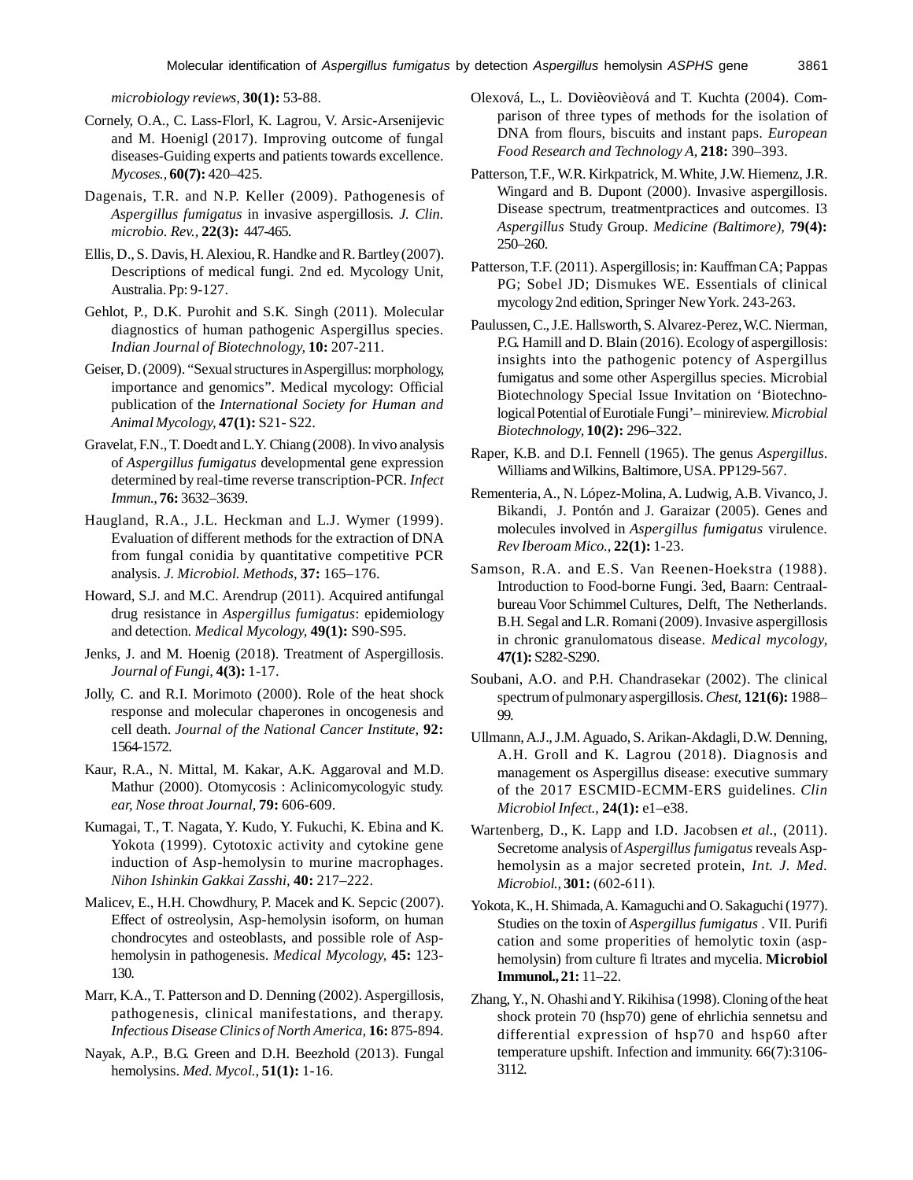*microbiology reviews,* **30(1):** 53-88.

Cornely, O.A., C. Lass-Florl, K. Lagrou, V. Arsic-Arsenijevic and M. Hoenigl (2017). Improving outcome of fungal diseases-Guiding experts and patients towards excellence. *Mycoses.,* **60(7):** 420–425.

Dagenais, T.R. and N.P. Keller (2009). Pathogenesis of *Aspergillus fumigatus* in invasive aspergillosis. *J. Clin. microbio. Rev.,* **22(3):** 447-465.

Ellis, D., S. Davis, H. Alexiou, R. Handke and R. Bartley (2007). Descriptions of medical fungi. 2nd ed. Mycology Unit, Australia. Pp: 9-127.

Gehlot, P., D.K. Purohit and S.K. Singh (2011). Molecular diagnostics of human pathogenic Aspergillus species. *Indian Journal of Biotechnology,* **10:** 207-211.

Geiser, D. (2009). "Sexual structures in Aspergillus: morphology, importance and genomics". Medical mycology: Official publication of the *International Society for Human and Animal Mycology,* **47(1):** S21- S22.

Gravelat, F.N., T. Doedt and L.Y. Chiang (2008). In vivo analysis of *Aspergillus fumigatus* developmental gene expression determined by real-time reverse transcription-PCR. *Infect Immun.,* **76:** 3632–3639.

Haugland, R.A., J.L. Heckman and L.J. Wymer (1999). Evaluation of different methods for the extraction of DNA from fungal conidia by quantitative competitive PCR analysis. *J. Microbiol. Methods,* **37:** 165–176.

Howard, S.J. and M.C. Arendrup (2011). Acquired antifungal drug resistance in *Aspergillus fumigatus*: epidemiology and detection. *Medical Mycology,* **49(1):** S90-S95.

Jenks, J. and M. Hoenig (2018). Treatment of Aspergillosis. *Journal of Fungi,* **4(3):** 1-17.

Jolly, C. and R.I. Morimoto (2000). Role of the heat shock response and molecular chaperones in oncogenesis and cell death. *Journal of the National Cancer Institute,* **92:** 1564-1572.

Kaur, R.A., N. Mittal, M. Kakar, A.K. Aggaroval and M.D. Mathur (2000). Otomycosis : Aclinicomycologyic study. *ear, Nose throat Journal,* **79:** 606-609.

Kumagai, T., T. Nagata, Y. Kudo, Y. Fukuchi, K. Ebina and K. Yokota (1999). Cytotoxic activity and cytokine gene induction of Asp-hemolysin to murine macrophages. *Nihon Ishinkin Gakkai Zasshi,* **40:** 217–222.

Malicev, E., H.H. Chowdhury, P. Macek and K. Sepcic (2007). Effect of ostreolysin, Asp-hemolysin isoform, on human chondrocytes and osteoblasts, and possible role of Asp-hemolysin in pathogenesis. *Medical Mycology,* **45:** 123-130.

Marr, K.A., T. Patterson and D. Denning (2002). Aspergillosis, pathogenesis, clinical manifestations, and therapy. *Infectious Disease Clinics of North America,* **16:** 875-894.

Nayak, A.P., B.G. Green and D.H. Beezhold (2013). Fungal hemolysins. *Med. Mycol.,* **51(1):** 1-16.

Olexová, L., L. Dovièovièová and T. Kuchta (2004). Comparison of three types of methods for the isolation of DNA from flours, biscuits and instant paps. *European Food Research and Technology A,* **218:** 390–393.

Patterson, T.F., W.R. Kirkpatrick, M. White, J.W. Hiemenz, J.R. Wingard and B. Dupont (2000). Invasive aspergillosis. Disease spectrum, treatmentpractices and outcomes. I3 *Aspergillus* Study Group. *Medicine (Baltimore),* **79(4):** 250–260.

Patterson, T.F. (2011). Aspergillosis; in: Kauffman CA; Pappas PG; Sobel JD; Dismukes WE. Essentials of clinical mycology 2nd edition, Springer New York. 243-263.

Paulussen, C., J.E. Hallsworth, S. Alvarez-Perez, W.C. Nierman, P.G. Hamill and D. Blain (2016). Ecology of aspergillosis: insights into the pathogenic potency of Aspergillus fumigatus and some other Aspergillus species. Microbial Biotechnology Special Issue Invitation on 'Biotechnological Potential of Eurotiale Fungi'– minireview. *Microbial Biotechnology,* **10(2):** 296–322.

Raper, K.B. and D.I. Fennell (1965). The genus *Aspergillus*. Williams and Wilkins, Baltimore, USA. PP129-567.

Rementeria, A., N. López-Molina, A. Ludwig, A.B. Vivanco, J. Bikandi, J. Pontón and J. Garaizar (2005). Genes and molecules involved in *Aspergillus fumigatus* virulence. *Rev Iberoam Mico.,* **22(1):** 1-23.

Samson, R.A. and E.S. Van Reenen-Hoekstra (1988). Introduction to Food-borne Fungi. 3ed, Baarn: Centraalbureau Voor Schimmel Cultures, Delft, The Netherlands. B.H. Segal and L.R. Romani (2009). Invasive aspergillosis in chronic granulomatous disease. *Medical mycology,* **47(1):** S282-S290.

Soubani, A.O. and P.H. Chandrasekar (2002). The clinical spectrum of pulmonary aspergillosis. *Chest,* **121(6):** 1988–99.

Ullmann, A.J., J.M. Aguado, S. Arikan-Akdagli, D.W. Denning, A.H. Groll and K. Lagrou (2018). Diagnosis and management os Aspergillus disease: executive summary of the 2017 ESCMID-ECMM-ERS guidelines. *Clin Microbiol Infect.,* **24(1):** e1–e38.

Wartenberg, D., K. Lapp and I.D. Jacobsen *et al.,* (2011). Secretome analysis of *Aspergillus fumigatus* reveals Asp-hemolysin as a major secreted protein, *Int. J. Med. Microbiol.,* **301:** (602-611).

Yokota, K., H. Shimada, A. Kamaguchi and O. Sakaguchi (1977). Studies on the toxin of *Aspergillus fumigatus* . VII. Purifi cation and some properities of hemolytic toxin (asp-hemolysin) from culture fi ltrates and mycelia. **Microbiol Immunol., 21:** 11–22.

Zhang, Y., N. Ohashi and Y. Rikihisa (1998). Cloning of the heat shock protein 70 (hsp70) gene of ehrlichia sennetsu and differential expression of hsp70 and hsp60 after temperature upshift. Infection and immunity. 66(7):3106-3112.